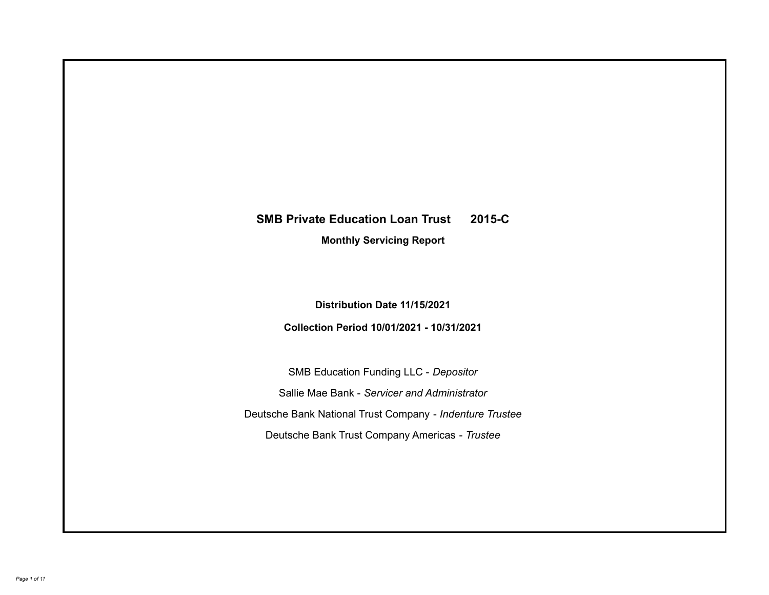# SMB Private Education Loan Trust 2015-C

## Monthly Servicing Report

**Distribution Date 11/15/2021**

**Collection Period 10/01/2021 - 10/31/2021**

SMB Education Funding LLC - *Depositor*

Sallie Mae Bank - *Servicer and Administrator*

Deutsche Bank National Trust Company - *Indenture Trustee*

Deutsche Bank Trust Company Americas - *Trustee*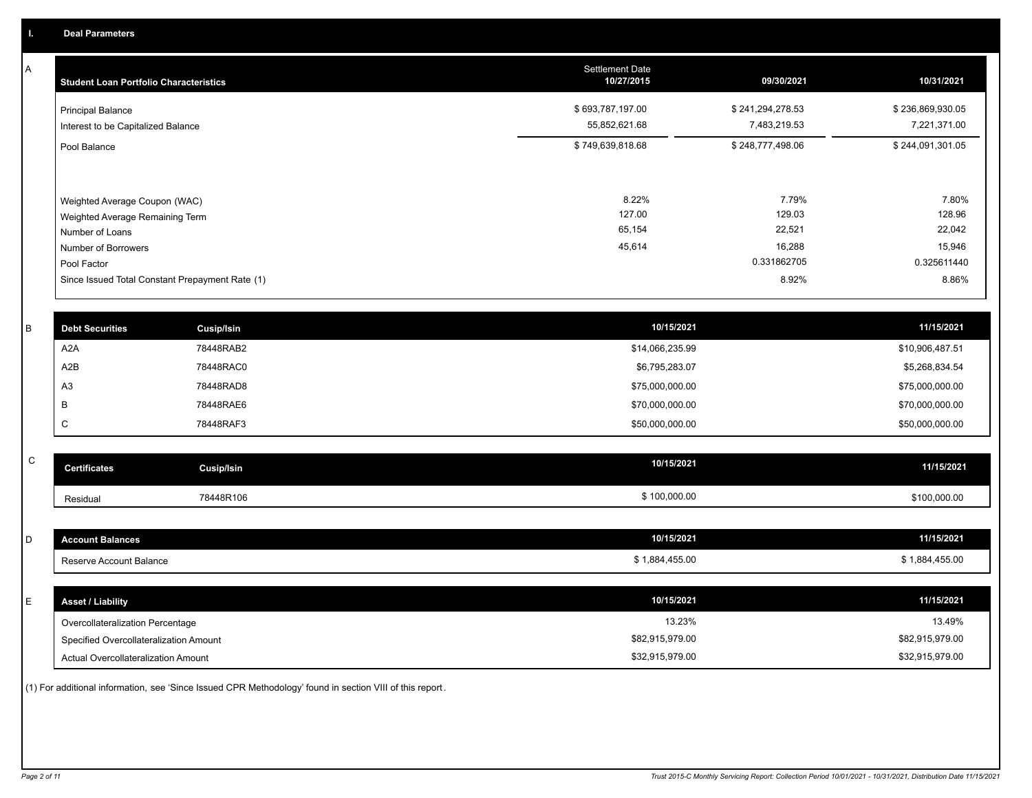## I. Deal Parameters

### A

| Student Loan Portfolio Characteristics | Settlement Date 10/27/2015 | 09/30/2021 | 10/31/2021 |
|---|---|---|---|
| Principal Balance | $ 693,787,197.00 | $ 241,294,278.53 | $ 236,869,930.05 |
| Interest to be Capitalized Balance | 55,852,621.68 | 7,483,219.53 | 7,221,371.00 |
| Pool Balance | $ 749,639,818.68 | $ 248,777,498.06 | $ 244,091,301.05 |
| Weighted Average Coupon (WAC) | 8.22% | 7.79% | 7.80% |
| Weighted Average Remaining Term | 127.00 | 129.03 | 128.96 |
| Number of Loans | 65,154 | 22,521 | 22,042 |
| Number of Borrowers | 45,614 | 16,288 | 15,946 |
| Pool Factor | | 0.331862705 | 0.325611440 |
| Since Issued Total Constant Prepayment Rate (1) | | 8.92% | 8.86% |

### B

| Debt Securities | Cusip/Isin | 10/15/2021 | 11/15/2021 |
|---|---|---|---|
| A2A | 78448RAB2 | $14,066,235.99 | $10,906,487.51 |
| A2B | 78448RAC0 | $6,795,283.07 | $5,268,834.54 |
| A3 | 78448RAD8 | $75,000,000.00 | $75,000,000.00 |
| B | 78448RAE6 | $70,000,000.00 | $70,000,000.00 |
| C | 78448RAF3 | $50,000,000.00 | $50,000,000.00 |

### C

| Certificates | Cusip/Isin | 10/15/2021 | 11/15/2021 |
|---|---|---|---|
| Residual | 78448R106 | $ 100,000.00 | $100,000.00 |

### D

| Account Balances | 10/15/2021 | 11/15/2021 |
|---|---|---|
| Reserve Account Balance | $ 1,884,455.00 | $ 1,884,455.00 |

### E

| Asset / Liability | 10/15/2021 | 11/15/2021 |
|---|---|---|
| Overcollateralization Percentage | 13.23% | 13.49% |
| Specified Overcollateralization Amount | $82,915,979.00 | $82,915,979.00 |
| Actual Overcollateralization Amount | $32,915,979.00 | $32,915,979.00 |

(1) For additional information, see 'Since Issued CPR Methodology' found in section VIII of this report.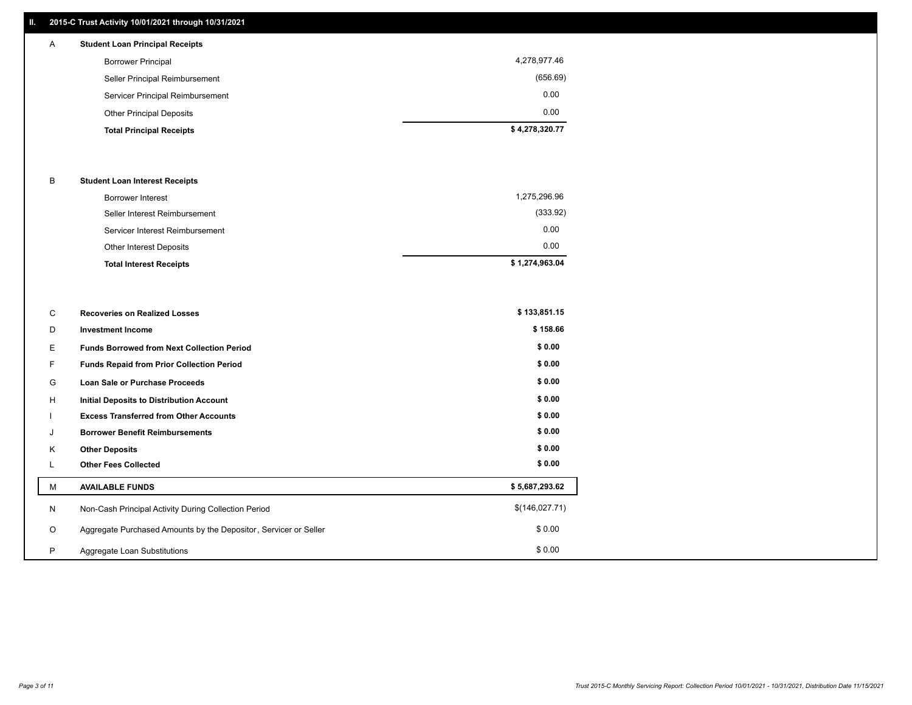## II. 2015-C Trust Activity 10/01/2021 through 10/31/2021

| | | |
|---|---|---|
| A | **Student Loan Principal Receipts** | |
| | Borrower Principal | 4,278,977.46 |
| | Seller Principal Reimbursement | (656.69) |
| | Servicer Principal Reimbursement | 0.00 |
| | Other Principal Deposits | 0.00 |
| | **Total Principal Receipts** | **$ 4,278,320.77** |
| B | **Student Loan Interest Receipts** | |
| | Borrower Interest | 1,275,296.96 |
| | Seller Interest Reimbursement | (333.92) |
| | Servicer Interest Reimbursement | 0.00 |
| | Other Interest Deposits | 0.00 |
| | **Total Interest Receipts** | **$ 1,274,963.04** |
| C | **Recoveries on Realized Losses** | **$ 133,851.15** |
| D | **Investment Income** | **$ 158.66** |
| E | **Funds Borrowed from Next Collection Period** | **$ 0.00** |
| F | **Funds Repaid from Prior Collection Period** | **$ 0.00** |
| G | **Loan Sale or Purchase Proceeds** | **$ 0.00** |
| H | **Initial Deposits to Distribution Account** | **$ 0.00** |
| I | **Excess Transferred from Other Accounts** | **$ 0.00** |
| J | **Borrower Benefit Reimbursements** | **$ 0.00** |
| K | **Other Deposits** | **$ 0.00** |
| L | **Other Fees Collected** | **$ 0.00** |
| M | **AVAILABLE FUNDS** | **$ 5,687,293.62** |
| N | Non-Cash Principal Activity During Collection Period | $(146,027.71) |
| O | Aggregate Purchased Amounts by the Depositor, Servicer or Seller | $ 0.00 |
| P | Aggregate Loan Substitutions | $ 0.00 |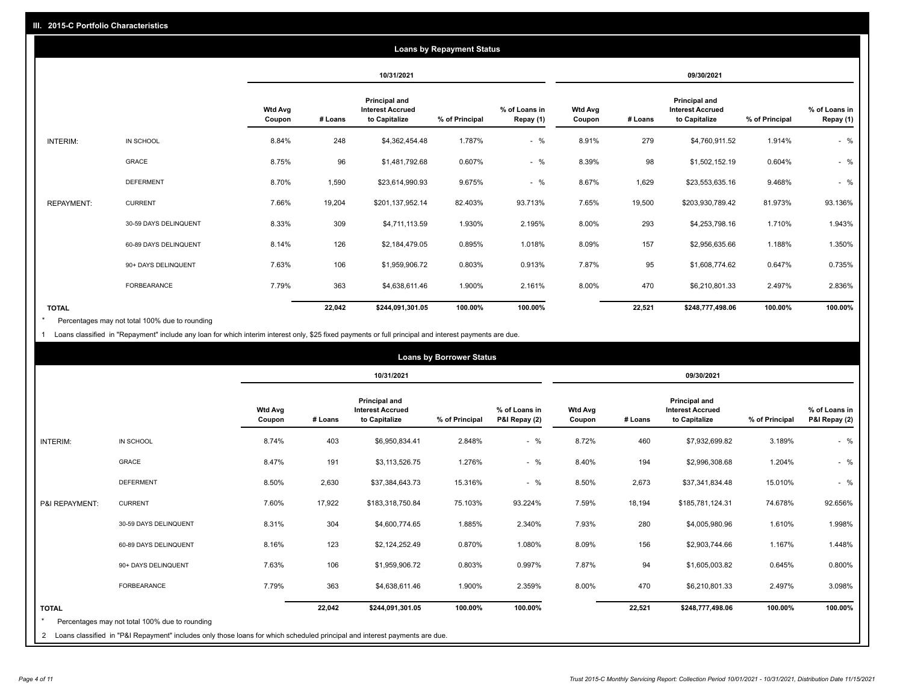## III. 2015-C Portfolio Characteristics

### Loans by Repayment Status

| | | 10/31/2021 | | | | | 09/30/2021 | | | | |
|---|---|---|---|---|---|---|---|---|---|---|---|
| | | Wtd Avg Coupon | # Loans | Principal and Interest Accrued to Capitalize | % of Principal | % of Loans in Repay (1) | Wtd Avg Coupon | # Loans | Principal and Interest Accrued to Capitalize | % of Principal | % of Loans in Repay (1) |
| INTERIM: | IN SCHOOL | 8.84% | 248 | $4,362,454.48 | 1.787% | - % | 8.91% | 279 | $4,760,911.52 | 1.914% | - % |
| | GRACE | 8.75% | 96 | $1,481,792.68 | 0.607% | - % | 8.39% | 98 | $1,502,152.19 | 0.604% | - % |
| | DEFERMENT | 8.70% | 1,590 | $23,614,990.93 | 9.675% | - % | 8.67% | 1,629 | $23,553,635.16 | 9.468% | - % |
| REPAYMENT: | CURRENT | 7.66% | 19,204 | $201,137,952.14 | 82.403% | 93.713% | 7.65% | 19,500 | $203,930,789.42 | 81.973% | 93.136% |
| | 30-59 DAYS DELINQUENT | 8.33% | 309 | $4,711,113.59 | 1.930% | 2.195% | 8.00% | 293 | $4,253,798.16 | 1.710% | 1.943% |
| | 60-89 DAYS DELINQUENT | 8.14% | 126 | $2,184,479.05 | 0.895% | 1.018% | 8.09% | 157 | $2,956,635.66 | 1.188% | 1.350% |
| | 90+ DAYS DELINQUENT | 7.63% | 106 | $1,959,906.72 | 0.803% | 0.913% | 7.87% | 95 | $1,608,774.62 | 0.647% | 0.735% |
| | FORBEARANCE | 7.79% | 363 | $4,638,611.46 | 1.900% | 2.161% | 8.00% | 470 | $6,210,801.33 | 2.497% | 2.836% |
| TOTAL | | | 22,042 | $244,091,301.05 | 100.00% | 100.00% | | 22,521 | $248,777,498.06 | 100.00% | 100.00% |

\* Percentages may not total 100% due to rounding

1 Loans classified in "Repayment" include any loan for which interim interest only, $25 fixed payments or full principal and interest payments are due.

### Loans by Borrower Status

| | | 10/31/2021 | | | | | 09/30/2021 | | | | |
|---|---|---|---|---|---|---|---|---|---|---|---|
| | | Wtd Avg Coupon | # Loans | Principal and Interest Accrued to Capitalize | % of Principal | % of Loans in P&I Repay (2) | Wtd Avg Coupon | # Loans | Principal and Interest Accrued to Capitalize | % of Principal | % of Loans in P&I Repay (2) |
| INTERIM: | IN SCHOOL | 8.74% | 403 | $6,950,834.41 | 2.848% | - % | 8.72% | 460 | $7,932,699.82 | 3.189% | - % |
| | GRACE | 8.47% | 191 | $3,113,526.75 | 1.276% | - % | 8.40% | 194 | $2,996,308.68 | 1.204% | - % |
| | DEFERMENT | 8.50% | 2,630 | $37,384,643.73 | 15.316% | - % | 8.50% | 2,673 | $37,341,834.48 | 15.010% | - % |
| P&I REPAYMENT: | CURRENT | 7.60% | 17,922 | $183,318,750.84 | 75.103% | 93.224% | 7.59% | 18,194 | $185,781,124.31 | 74.678% | 92.656% |
| | 30-59 DAYS DELINQUENT | 8.31% | 304 | $4,600,774.65 | 1.885% | 2.340% | 7.93% | 280 | $4,005,980.96 | 1.610% | 1.998% |
| | 60-89 DAYS DELINQUENT | 8.16% | 123 | $2,124,252.49 | 0.870% | 1.080% | 8.09% | 156 | $2,903,744.66 | 1.167% | 1.448% |
| | 90+ DAYS DELINQUENT | 7.63% | 106 | $1,959,906.72 | 0.803% | 0.997% | 7.87% | 94 | $1,605,003.82 | 0.645% | 0.800% |
| | FORBEARANCE | 7.79% | 363 | $4,638,611.46 | 1.900% | 2.359% | 8.00% | 470 | $6,210,801.33 | 2.497% | 3.098% |
| TOTAL | | | 22,042 | $244,091,301.05 | 100.00% | 100.00% | | 22,521 | $248,777,498.06 | 100.00% | 100.00% |

\* Percentages may not total 100% due to rounding

2 Loans classified in "P&I Repayment" includes only those loans for which scheduled principal and interest payments are due.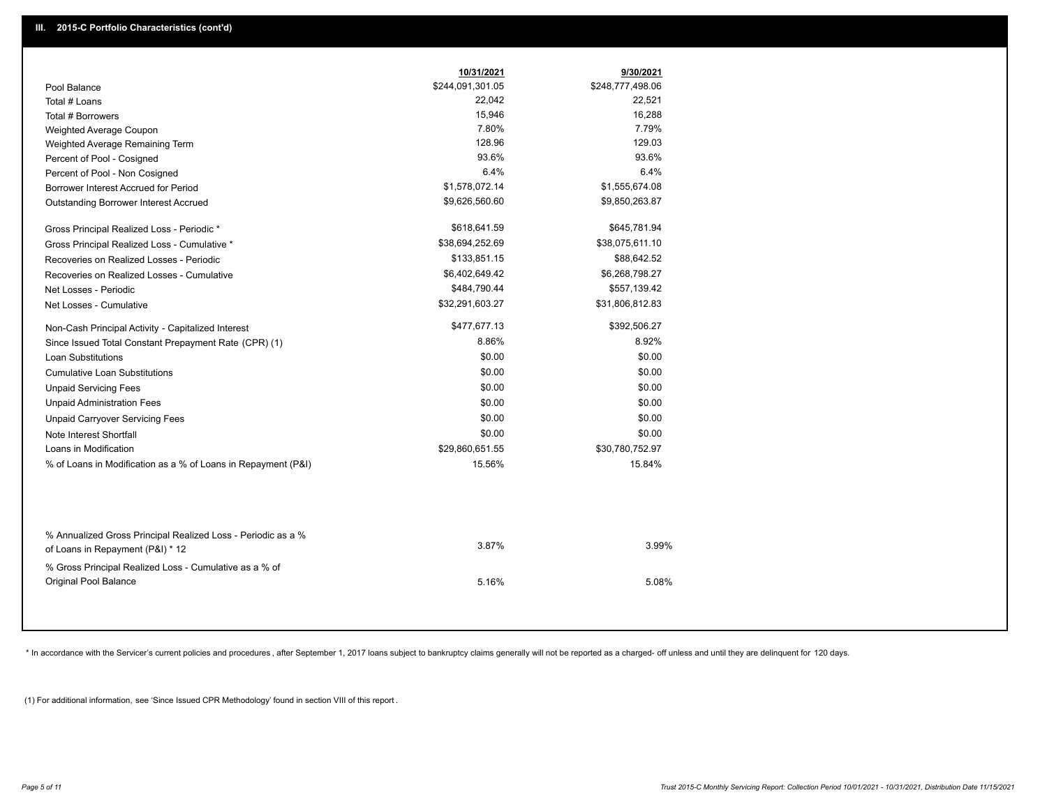## III. 2015-C Portfolio Characteristics (cont'd)

| | 10/31/2021 | 9/30/2021 |
|---|---|---|
| Pool Balance | $244,091,301.05 | $248,777,498.06 |
| Total # Loans | 22,042 | 22,521 |
| Total # Borrowers | 15,946 | 16,288 |
| Weighted Average Coupon | 7.80% | 7.79% |
| Weighted Average Remaining Term | 128.96 | 129.03 |
| Percent of Pool - Cosigned | 93.6% | 93.6% |
| Percent of Pool - Non Cosigned | 6.4% | 6.4% |
| Borrower Interest Accrued for Period | $1,578,072.14 | $1,555,674.08 |
| Outstanding Borrower Interest Accrued | $9,626,560.60 | $9,850,263.87 |
| Gross Principal Realized Loss - Periodic * | $618,641.59 | $645,781.94 |
| Gross Principal Realized Loss - Cumulative * | $38,694,252.69 | $38,075,611.10 |
| Recoveries on Realized Losses - Periodic | $133,851.15 | $88,642.52 |
| Recoveries on Realized Losses - Cumulative | $6,402,649.42 | $6,268,798.27 |
| Net Losses - Periodic | $484,790.44 | $557,139.42 |
| Net Losses - Cumulative | $32,291,603.27 | $31,806,812.83 |
| Non-Cash Principal Activity - Capitalized Interest | $477,677.13 | $392,506.27 |
| Since Issued Total Constant Prepayment Rate (CPR) (1) | 8.86% | 8.92% |
| Loan Substitutions | $0.00 | $0.00 |
| Cumulative Loan Substitutions | $0.00 | $0.00 |
| Unpaid Servicing Fees | $0.00 | $0.00 |
| Unpaid Administration Fees | $0.00 | $0.00 |
| Unpaid Carryover Servicing Fees | $0.00 | $0.00 |
| Note Interest Shortfall | $0.00 | $0.00 |
| Loans in Modification | $29,860,651.55 | $30,780,752.97 |
| % of Loans in Modification as a % of Loans in Repayment (P&I) | 15.56% | 15.84% |
| % Annualized Gross Principal Realized Loss - Periodic as a % of Loans in Repayment (P&I) * 12 | 3.87% | 3.99% |
| % Gross Principal Realized Loss - Cumulative as a % of Original Pool Balance | 5.16% | 5.08% |

* In accordance with the Servicer's current policies and procedures , after September 1, 2017 loans subject to bankruptcy claims generally will not be reported as a charged- off unless and until they are delinquent for 120 days.

(1) For additional information, see 'Since Issued CPR Methodology' found in section VIII of this report .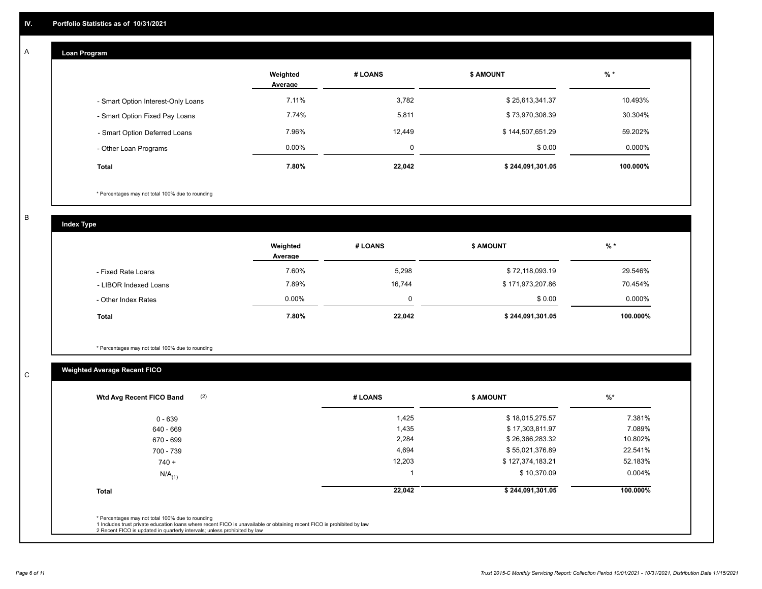## IV. Portfolio Statistics as of 10/31/2021

### A Loan Program

| | Weighted Average | # LOANS | $ AMOUNT | % * |
|---|---|---|---|---|
| - Smart Option Interest-Only Loans | 7.11% | 3,782 | $ 25,613,341.37 | 10.493% |
| - Smart Option Fixed Pay Loans | 7.74% | 5,811 | $ 73,970,308.39 | 30.304% |
| - Smart Option Deferred Loans | 7.96% | 12,449 | $ 144,507,651.29 | 59.202% |
| - Other Loan Programs | 0.00% | 0 | $ 0.00 | 0.000% |
| **Total** | **7.80%** | **22,042** | **$ 244,091,301.05** | **100.000%** |

\* Percentages may not total 100% due to rounding

### B Index Type

| | Weighted Average | # LOANS | $ AMOUNT | % * |
|---|---|---|---|---|
| - Fixed Rate Loans | 7.60% | 5,298 | $ 72,118,093.19 | 29.546% |
| - LIBOR Indexed Loans | 7.89% | 16,744 | $ 171,973,207.86 | 70.454% |
| - Other Index Rates | 0.00% | 0 | $ 0.00 | 0.000% |
| **Total** | **7.80%** | **22,042** | **$ 244,091,301.05** | **100.000%** |

\* Percentages may not total 100% due to rounding

### C Weighted Average Recent FICO

| Wtd Avg Recent FICO Band (2) | # LOANS | $ AMOUNT | %* |
|---|---|---|---|
| 0 - 639 | 1,425 | $ 18,015,275.57 | 7.381% |
| 640 - 669 | 1,435 | $ 17,303,811.97 | 7.089% |
| 670 - 699 | 2,284 | $ 26,366,283.32 | 10.802% |
| 700 - 739 | 4,694 | $ 55,021,376.89 | 22.541% |
| 740 + | 12,203 | $ 127,374,183.21 | 52.183% |
| N/A(1) | 1 | $ 10,370.09 | 0.004% |
| **Total** | **22,042** | **$ 244,091,301.05** | **100.000%** |

\* Percentages may not total 100% due to rounding
1 Includes trust private education loans where recent FICO is unavailable or obtaining recent FICO is prohibited by law
2 Recent FICO is updated in quarterly intervals; unless prohibited by law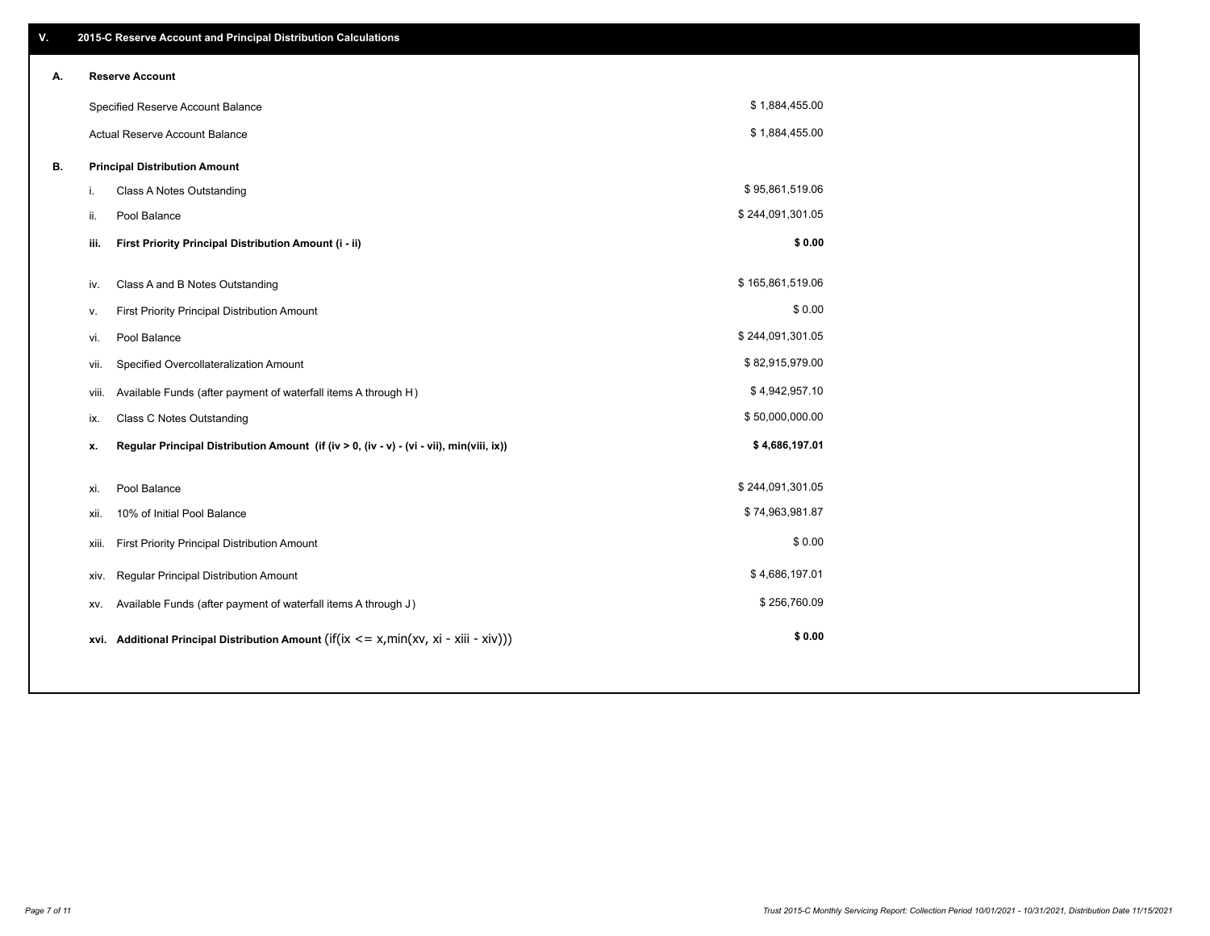## V. 2015-C Reserve Account and Principal Distribution Calculations

### A. Reserve Account

| | |
|---|---|
| Specified Reserve Account Balance | $ 1,884,455.00 |
| Actual Reserve Account Balance | $ 1,884,455.00 |

### B. Principal Distribution Amount

| | | |
|---|---|---|
| i. | Class A Notes Outstanding | $ 95,861,519.06 |
| ii. | Pool Balance | $ 244,091,301.05 |
| **iii.** | **First Priority Principal Distribution Amount (i - ii)** | **$ 0.00** |
| iv. | Class A and B Notes Outstanding | $ 165,861,519.06 |
| v. | First Priority Principal Distribution Amount | $ 0.00 |
| vi. | Pool Balance | $ 244,091,301.05 |
| vii. | Specified Overcollateralization Amount | $ 82,915,979.00 |
| viii. | Available Funds (after payment of waterfall items A through H) | $ 4,942,957.10 |
| ix. | Class C Notes Outstanding | $ 50,000,000.00 |
| **x.** | **Regular Principal Distribution Amount (if (iv > 0, (iv - v) - (vi - vii), min(viii, ix))** | **$ 4,686,197.01** |
| xi. | Pool Balance | $ 244,091,301.05 |
| xii. | 10% of Initial Pool Balance | $ 74,963,981.87 |
| xiii. | First Priority Principal Distribution Amount | $ 0.00 |
| xiv. | Regular Principal Distribution Amount | $ 4,686,197.01 |
| xv. | Available Funds (after payment of waterfall items A through J) | $ 256,760.09 |
| **xvi.** | **Additional Principal Distribution Amount** (if(ix <= x,min(xv, xi - xiii - xiv))) | **$ 0.00** |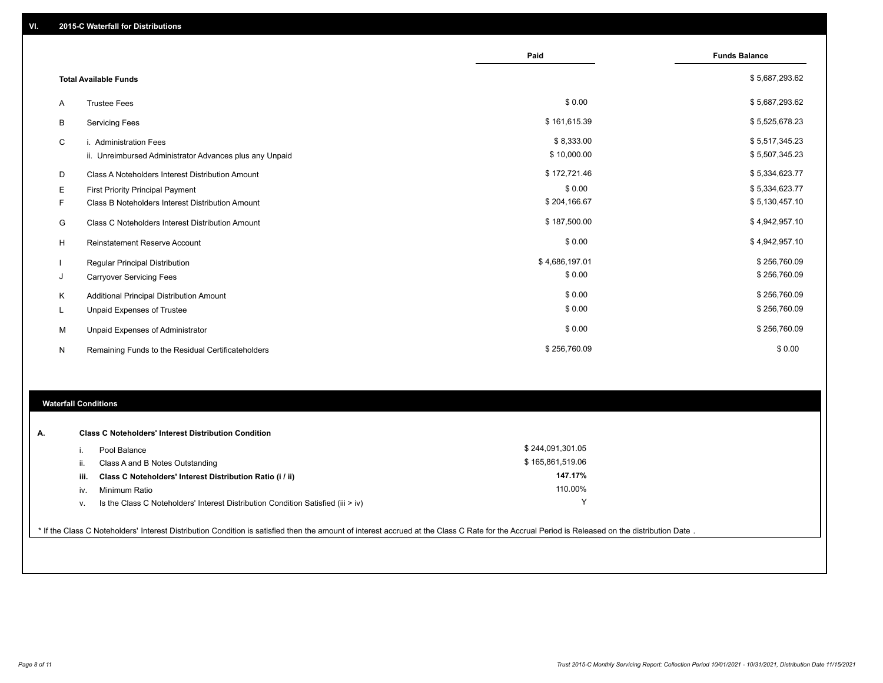## VI. 2015-C Waterfall for Distributions

| | | Paid | Funds Balance |
|---|---|---|---|
| | **Total Available Funds** | | $ 5,687,293.62 |
| A | Trustee Fees | $ 0.00 | $ 5,687,293.62 |
| B | Servicing Fees | $ 161,615.39 | $ 5,525,678.23 |
| C | i. Administration Fees | $ 8,333.00 | $ 5,517,345.23 |
| | ii. Unreimbursed Administrator Advances plus any Unpaid | $ 10,000.00 | $ 5,507,345.23 |
| D | Class A Noteholders Interest Distribution Amount | $ 172,721.46 | $ 5,334,623.77 |
| E | First Priority Principal Payment | $ 0.00 | $ 5,334,623.77 |
| F | Class B Noteholders Interest Distribution Amount | $ 204,166.67 | $ 5,130,457.10 |
| G | Class C Noteholders Interest Distribution Amount | $ 187,500.00 | $ 4,942,957.10 |
| H | Reinstatement Reserve Account | $ 0.00 | $ 4,942,957.10 |
| I | Regular Principal Distribution | $ 4,686,197.01 | $ 256,760.09 |
| J | Carryover Servicing Fees | $ 0.00 | $ 256,760.09 |
| K | Additional Principal Distribution Amount | $ 0.00 | $ 256,760.09 |
| L | Unpaid Expenses of Trustee | $ 0.00 | $ 256,760.09 |
| M | Unpaid Expenses of Administrator | $ 0.00 | $ 256,760.09 |
| N | Remaining Funds to the Residual Certificateholders | $ 256,760.09 | $ 0.00 |

### Waterfall Conditions

| | | |
|---|---|---|
| **A.** | **Class C Noteholders' Interest Distribution Condition** | |
| i. | Pool Balance | $ 244,091,301.05 |
| ii. | Class A and B Notes Outstanding | $ 165,861,519.06 |
| **iii.** | **Class C Noteholders' Interest Distribution Ratio (i / ii)** | **147.17%** |
| iv. | Minimum Ratio | 110.00% |
| v. | Is the Class C Noteholders' Interest Distribution Condition Satisfied (iii > iv) | Y |

* If the Class C Noteholders' Interest Distribution Condition is satisfied then the amount of interest accrued at the Class C Rate for the Accrual Period is Released on the distribution Date .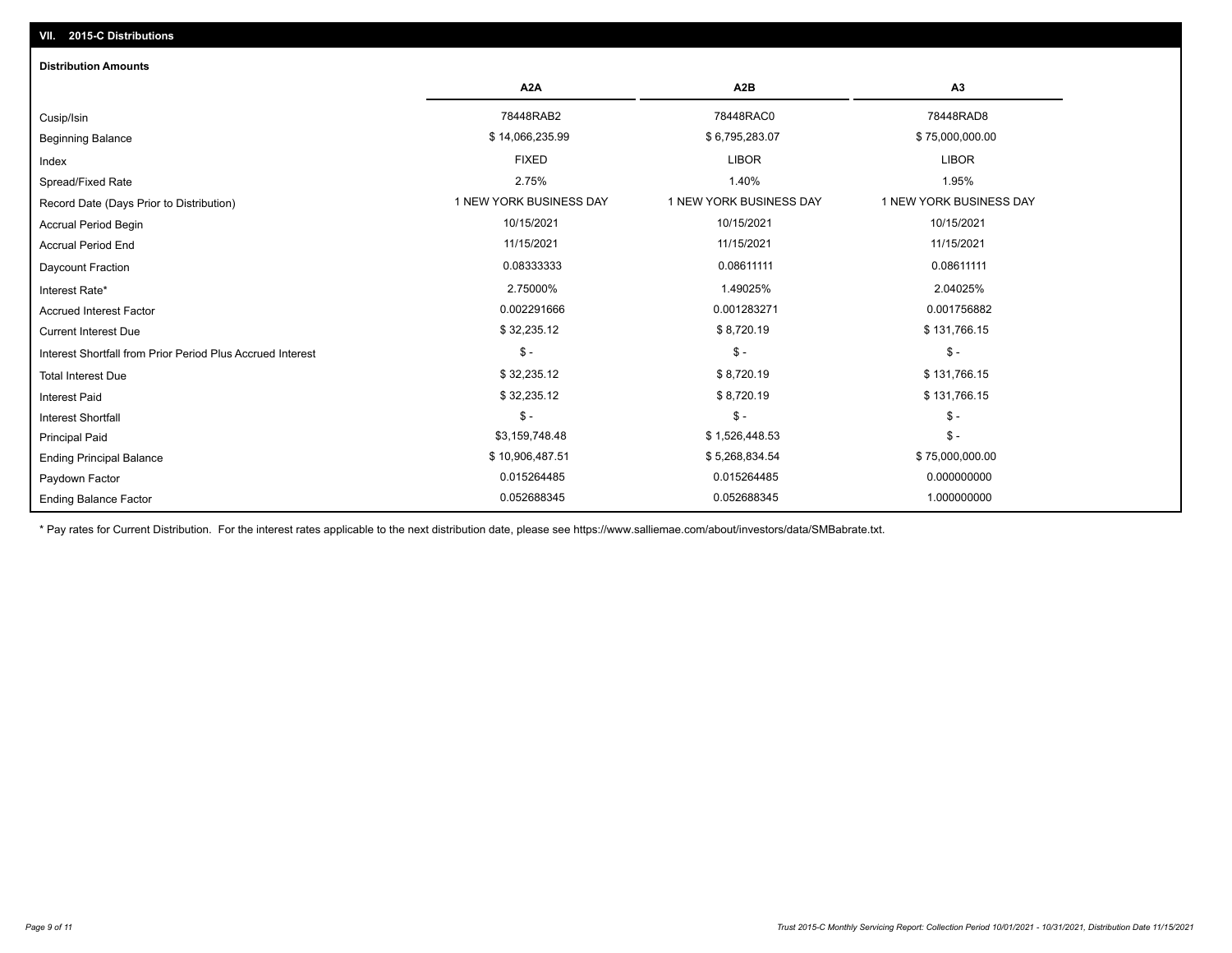## VII. 2015-C Distributions

### Distribution Amounts

| | A2A | A2B | A3 |
|---|---|---|---|
| Cusip/Isin | 78448RAB2 | 78448RAC0 | 78448RAD8 |
| Beginning Balance | $ 14,066,235.99 | $ 6,795,283.07 | $ 75,000,000.00 |
| Index | FIXED | LIBOR | LIBOR |
| Spread/Fixed Rate | 2.75% | 1.40% | 1.95% |
| Record Date (Days Prior to Distribution) | 1 NEW YORK BUSINESS DAY | 1 NEW YORK BUSINESS DAY | 1 NEW YORK BUSINESS DAY |
| Accrual Period Begin | 10/15/2021 | 10/15/2021 | 10/15/2021 |
| Accrual Period End | 11/15/2021 | 11/15/2021 | 11/15/2021 |
| Daycount Fraction | 0.08333333 | 0.08611111 | 0.08611111 |
| Interest Rate* | 2.75000% | 1.49025% | 2.04025% |
| Accrued Interest Factor | 0.002291666 | 0.001283271 | 0.001756882 |
| Current Interest Due | $ 32,235.12 | $ 8,720.19 | $ 131,766.15 |
| Interest Shortfall from Prior Period Plus Accrued Interest | $ - | $ - | $ - |
| Total Interest Due | $ 32,235.12 | $ 8,720.19 | $ 131,766.15 |
| Interest Paid | $ 32,235.12 | $ 8,720.19 | $ 131,766.15 |
| Interest Shortfall | $ - | $ - | $ - |
| Principal Paid | $3,159,748.48 | $ 1,526,448.53 | $ - |
| Ending Principal Balance | $ 10,906,487.51 | $ 5,268,834.54 | $ 75,000,000.00 |
| Paydown Factor | 0.015264485 | 0.015264485 | 0.000000000 |
| Ending Balance Factor | 0.052688345 | 0.052688345 | 1.000000000 |

* Pay rates for Current Distribution. For the interest rates applicable to the next distribution date, please see https://www.salliemae.com/about/investors/data/SMBabrate.txt.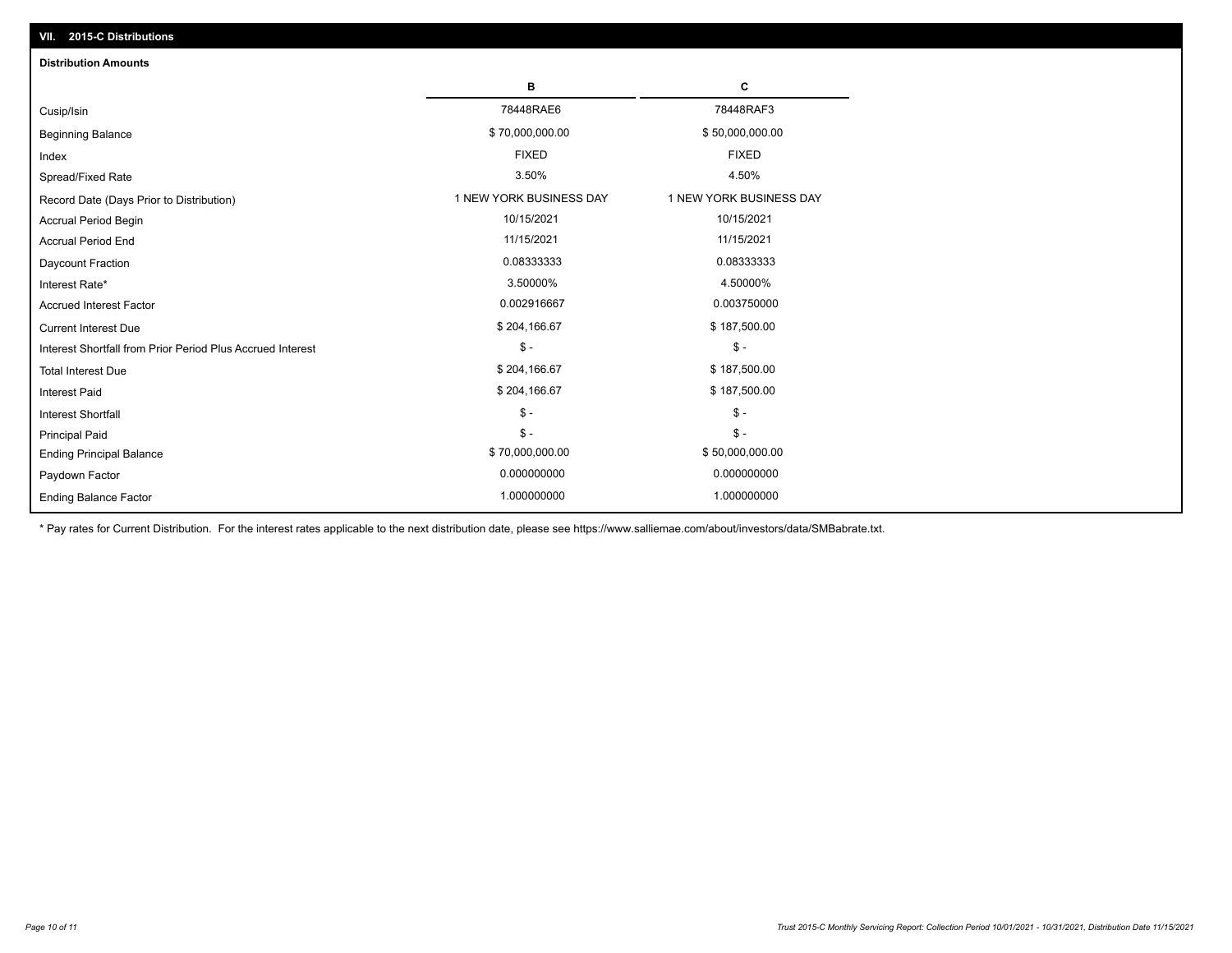## VII. 2015-C Distributions

### Distribution Amounts

| | B | C |
|---|---|---|
| Cusip/Isin | 78448RAE6 | 78448RAF3 |
| Beginning Balance | $ 70,000,000.00 | $ 50,000,000.00 |
| Index | FIXED | FIXED |
| Spread/Fixed Rate | 3.50% | 4.50% |
| Record Date (Days Prior to Distribution) | 1 NEW YORK BUSINESS DAY | 1 NEW YORK BUSINESS DAY |
| Accrual Period Begin | 10/15/2021 | 10/15/2021 |
| Accrual Period End | 11/15/2021 | 11/15/2021 |
| Daycount Fraction | 0.08333333 | 0.08333333 |
| Interest Rate* | 3.50000% | 4.50000% |
| Accrued Interest Factor | 0.002916667 | 0.003750000 |
| Current Interest Due | $ 204,166.67 | $ 187,500.00 |
| Interest Shortfall from Prior Period Plus Accrued Interest | $ - | $ - |
| Total Interest Due | $ 204,166.67 | $ 187,500.00 |
| Interest Paid | $ 204,166.67 | $ 187,500.00 |
| Interest Shortfall | $ - | $ - |
| Principal Paid | $ - | $ - |
| Ending Principal Balance | $ 70,000,000.00 | $ 50,000,000.00 |
| Paydown Factor | 0.000000000 | 0.000000000 |
| Ending Balance Factor | 1.000000000 | 1.000000000 |

* Pay rates for Current Distribution. For the interest rates applicable to the next distribution date, please see https://www.salliemae.com/about/investors/data/SMBabrate.txt.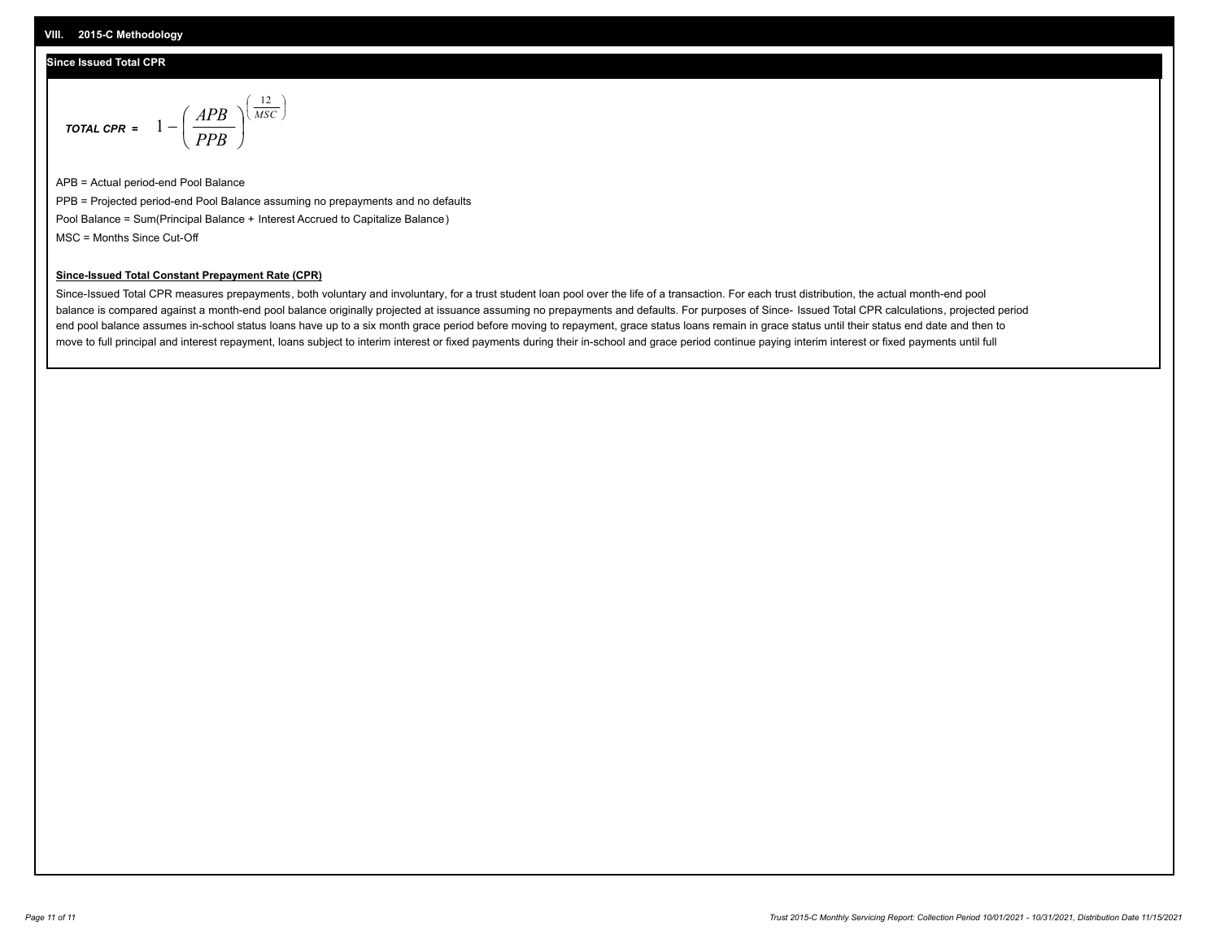## VIII. 2015-C Methodology

### Since Issued Total CPR

$$\textbf{TOTAL CPR} = 1 - \left(\frac{APB}{PPB}\right)^{\left(\frac{12}{MSC}\right)}$$

APB = Actual period-end Pool Balance

PPB = Projected period-end Pool Balance assuming no prepayments and no defaults

Pool Balance = Sum(Principal Balance + Interest Accrued to Capitalize Balance)

MSC = Months Since Cut-Off

**Since-Issued Total Constant Prepayment Rate (CPR)**

Since-Issued Total CPR measures prepayments, both voluntary and involuntary, for a trust student loan pool over the life of a transaction. For each trust distribution, the actual month-end pool balance is compared against a month-end pool balance originally projected at issuance assuming no prepayments and defaults. For purposes of Since- Issued Total CPR calculations, projected period end pool balance assumes in-school status loans have up to a six month grace period before moving to repayment, grace status loans remain in grace status until their status end date and then to move to full principal and interest repayment, loans subject to interim interest or fixed payments during their in-school and grace period continue paying interim interest or fixed payments until full